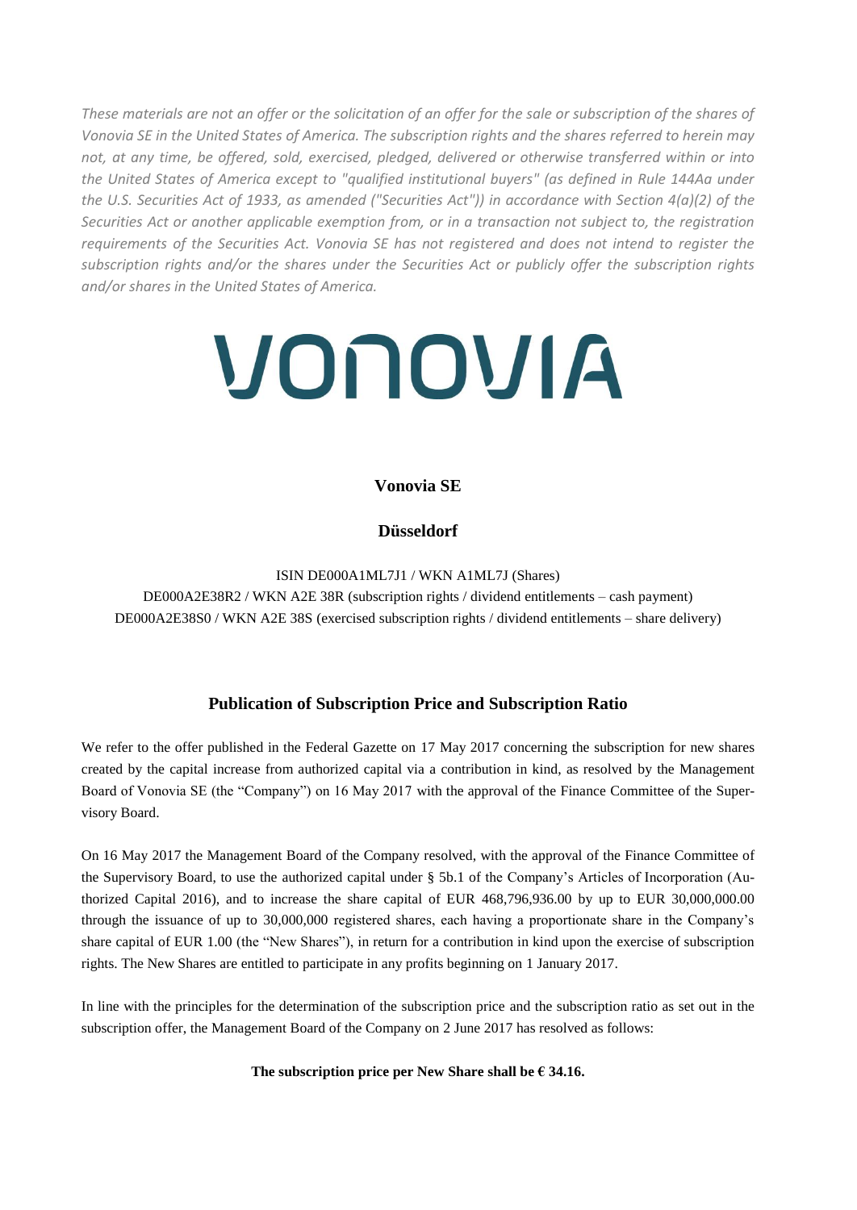*These materials are not an offer or the solicitation of an offer for the sale or subscription of the shares of Vonovia SE in the United States of America. The subscription rights and the shares referred to herein may not, at any time, be offered, sold, exercised, pledged, delivered or otherwise transferred within or into the United States of America except to "qualified institutional buyers" (as defined in Rule 144Aa under the U.S. Securities Act of 1933, as amended ("Securities Act")) in accordance with Section 4(a)(2) of the Securities Act or another applicable exemption from, or in a transaction not subject to, the registration requirements of the Securities Act. Vonovia SE has not registered and does not intend to register the subscription rights and/or the shares under the Securities Act or publicly offer the subscription rights and/or shares in the United States of America.*

VONOVIA

**Vonovia SE**

**Düsseldorf**

ISIN DE000A1ML7J1 / WKN A1ML7J (Shares)
DE000A2E38R2 / WKN A2E 38R (subscription rights / dividend entitlements – cash payment)
DE000A2E38S0 / WKN A2E 38S (exercised subscription rights / dividend entitlements – share delivery)

## Publication of Subscription Price and Subscription Ratio

We refer to the offer published in the Federal Gazette on 17 May 2017 concerning the subscription for new shares created by the capital increase from authorized capital via a contribution in kind, as resolved by the Management Board of Vonovia SE (the "Company") on 16 May 2017 with the approval of the Finance Committee of the Supervisory Board.

On 16 May 2017 the Management Board of the Company resolved, with the approval of the Finance Committee of the Supervisory Board, to use the authorized capital under § 5b.1 of the Company's Articles of Incorporation (Authorized Capital 2016), and to increase the share capital of EUR 468,796,936.00 by up to EUR 30,000,000.00 through the issuance of up to 30,000,000 registered shares, each having a proportionate share in the Company's share capital of EUR 1.00 (the "New Shares"), in return for a contribution in kind upon the exercise of subscription rights. The New Shares are entitled to participate in any profits beginning on 1 January 2017.

In line with the principles for the determination of the subscription price and the subscription ratio as set out in the subscription offer, the Management Board of the Company on 2 June 2017 has resolved as follows:

**The subscription price per New Share shall be € 34.16.**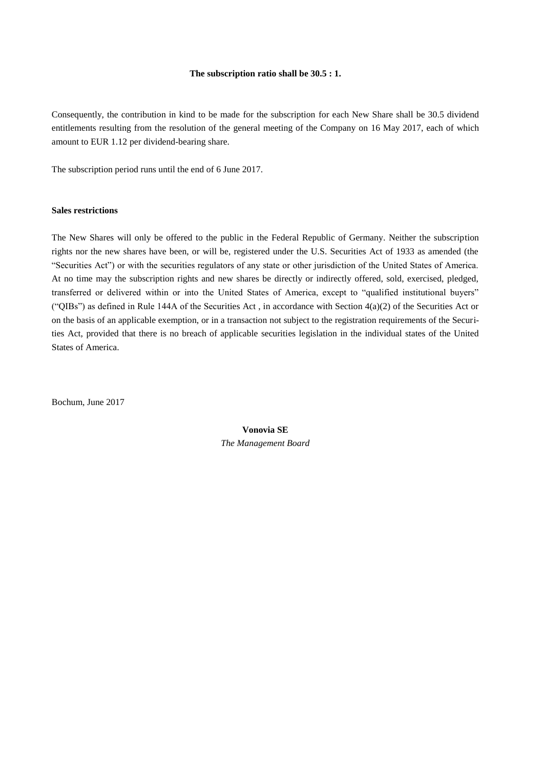**The subscription ratio shall be 30.5 : 1.**

Consequently, the contribution in kind to be made for the subscription for each New Share shall be 30.5 dividend entitlements resulting from the resolution of the general meeting of the Company on 16 May 2017, each of which amount to EUR 1.12 per dividend-bearing share.

The subscription period runs until the end of 6 June 2017.

**Sales restrictions**

The New Shares will only be offered to the public in the Federal Republic of Germany. Neither the subscription rights nor the new shares have been, or will be, registered under the U.S. Securities Act of 1933 as amended (the "Securities Act") or with the securities regulators of any state or other jurisdiction of the United States of America. At no time may the subscription rights and new shares be directly or indirectly offered, sold, exercised, pledged, transferred or delivered within or into the United States of America, except to "qualified institutional buyers" ("QIBs") as defined in Rule 144A of the Securities Act , in accordance with Section 4(a)(2) of the Securities Act or on the basis of an applicable exemption, or in a transaction not subject to the registration requirements of the Securities Act, provided that there is no breach of applicable securities legislation in the individual states of the United States of America.

Bochum, June 2017

**Vonovia SE**
*The Management Board*